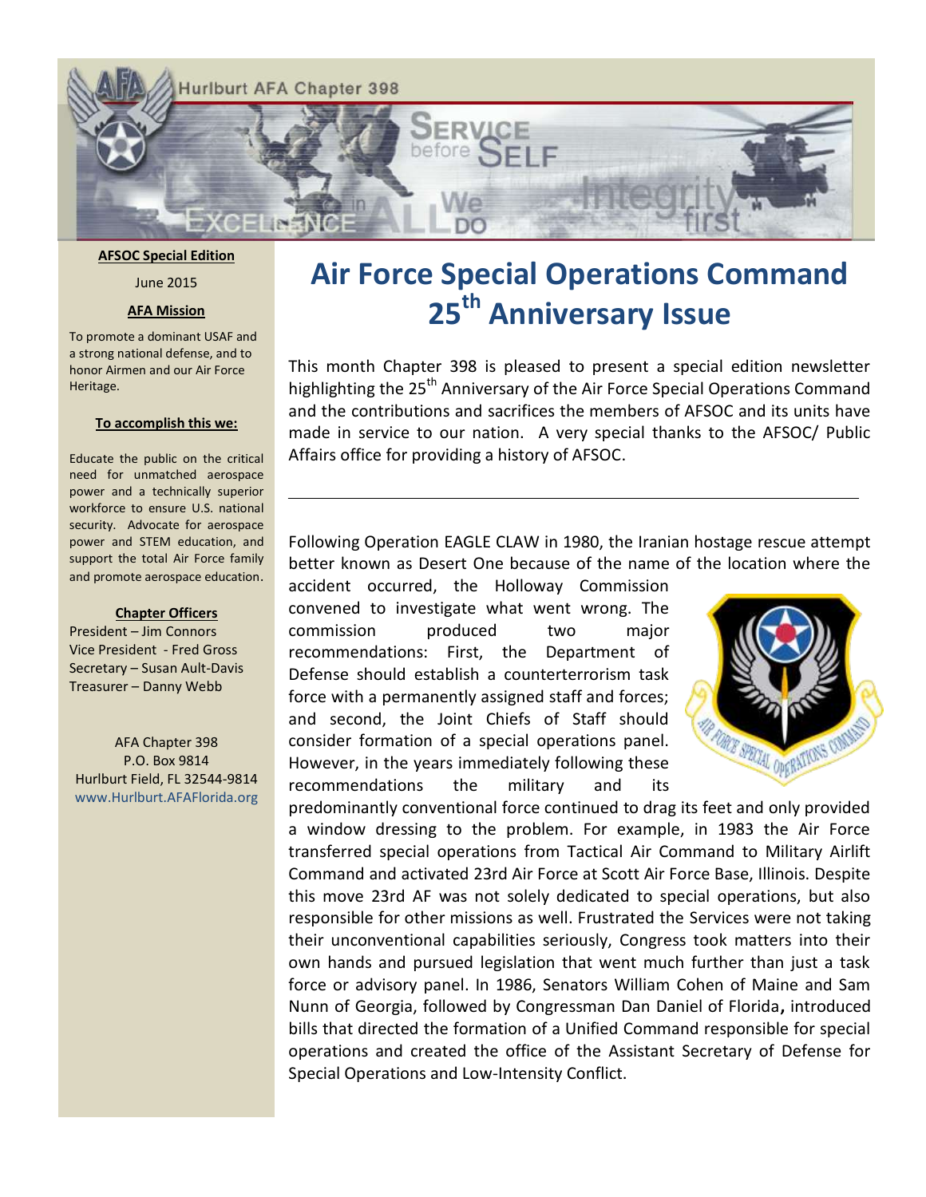Hurlburt AFA Chapter 398

**AFSOC Special Edition**

June 2015

**AFA Mission**

To promote a dominant USAF and a strong national defense, and to honor Airmen and our Air Force Heritage.

**To accomplish this we:**

Educate the public on the critical need for unmatched aerospace power and a technically superior workforce to ensure U.S. national security. Advocate for aerospace power and STEM education, and support the total Air Force family and promote aerospace education.

**Chapter Officers**

President – Jim Connors
Vice President - Fred Gross
Secretary – Susan Ault-Davis
Treasurer – Danny Webb

AFA Chapter 398
P.O. Box 9814
Hurlburt Field, FL 32544-9814
www.Hurlburt.AFAFlorida.org

# Air Force Special Operations Command 25th Anniversary Issue

This month Chapter 398 is pleased to present a special edition newsletter highlighting the 25th Anniversary of the Air Force Special Operations Command and the contributions and sacrifices the members of AFSOC and its units have made in service to our nation. A very special thanks to the AFSOC/ Public Affairs office for providing a history of AFSOC.

---

Following Operation EAGLE CLAW in 1980, the Iranian hostage rescue attempt better known as Desert One because of the name of the location where the accident occurred, the Holloway Commission convened to investigate what went wrong. The commission produced two major recommendations: First, the Department of Defense should establish a counterterrorism task force with a permanently assigned staff and forces; and second, the Joint Chiefs of Staff should consider formation of a special operations panel. However, in the years immediately following these recommendations the military and its predominantly conventional force continued to drag its feet and only provided a window dressing to the problem. For example, in 1983 the Air Force transferred special operations from Tactical Air Command to Military Airlift Command and activated 23rd Air Force at Scott Air Force Base, Illinois. Despite this move 23rd AF was not solely dedicated to special operations, but also responsible for other missions as well. Frustrated the Services were not taking their unconventional capabilities seriously, Congress took matters into their own hands and pursued legislation that went much further than just a task force or advisory panel. In 1986, Senators William Cohen of Maine and Sam Nunn of Georgia, followed by Congressman Dan Daniel of Florida**,** introduced bills that directed the formation of a Unified Command responsible for special operations and created the office of the Assistant Secretary of Defense for Special Operations and Low-Intensity Conflict.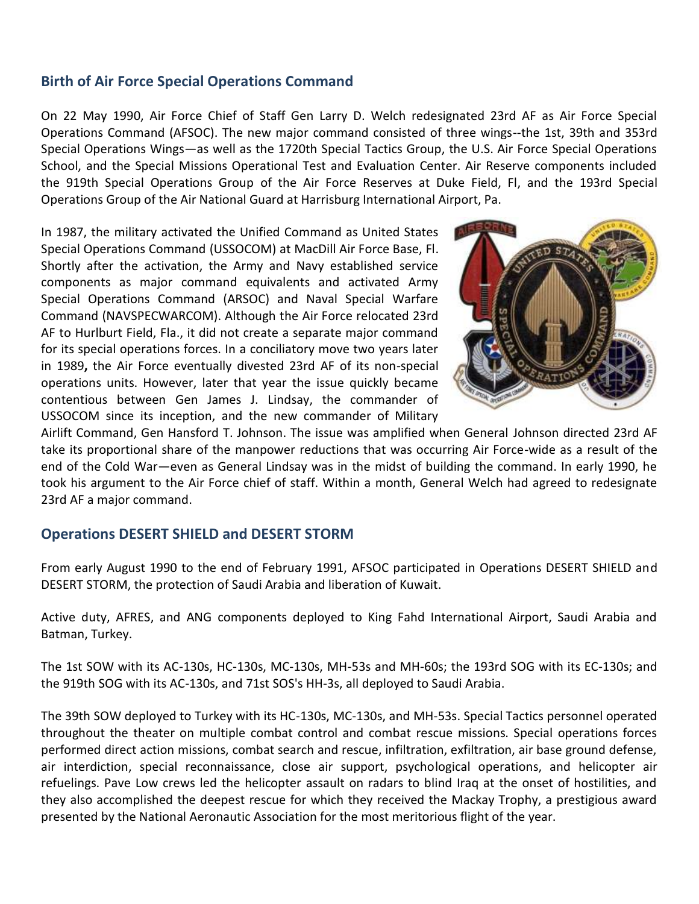## Birth of Air Force Special Operations Command

On 22 May 1990, Air Force Chief of Staff Gen Larry D. Welch redesignated 23rd AF as Air Force Special Operations Command (AFSOC). The new major command consisted of three wings--the 1st, 39th and 353rd Special Operations Wings—as well as the 1720th Special Tactics Group, the U.S. Air Force Special Operations School, and the Special Missions Operational Test and Evaluation Center. Air Reserve components included the 919th Special Operations Group of the Air Force Reserves at Duke Field, Fl, and the 193rd Special Operations Group of the Air National Guard at Harrisburg International Airport, Pa.

In 1987, the military activated the Unified Command as United States Special Operations Command (USSOCOM) at MacDill Air Force Base, Fl. Shortly after the activation, the Army and Navy established service components as major command equivalents and activated Army Special Operations Command (ARSOC) and Naval Special Warfare Command (NAVSPECWARCOM). Although the Air Force relocated 23rd AF to Hurlbut Field, Fla., it did not create a separate major command for its special operations forces. In a conciliatory move two years later in 1989**,** the Air Force eventually divested 23rd AF of its non-special operations units. However, later that year the issue quickly became contentious between Gen James J. Lindsay, the commander of USSOCOM since its inception, and the new commander of Military Airlift Command, Gen Hansford T. Johnson. The issue was amplified when General Johnson directed 23rd AF take its proportional share of the manpower reductions that was occurring Air Force-wide as a result of the end of the Cold War—even as General Lindsay was in the midst of building the command. In early 1990, he took his argument to the Air Force chief of staff. Within a month, General Welch had agreed to redesignate 23rd AF a major command.

## Operations DESERT SHIELD and DESERT STORM

From early August 1990 to the end of February 1991, AFSOC participated in Operations DESERT SHIELD and DESERT STORM, the protection of Saudi Arabia and liberation of Kuwait.

Active duty, AFRES, and ANG components deployed to King Fahd International Airport, Saudi Arabia and Batman, Turkey.

The 1st SOW with its AC-130s, HC-130s, MC-130s, MH-53s and MH-60s; the 193rd SOG with its EC-130s; and the 919th SOG with its AC-130s, and 71st SOS's HH-3s, all deployed to Saudi Arabia.

The 39th SOW deployed to Turkey with its HC-130s, MC-130s, and MH-53s. Special Tactics personnel operated throughout the theater on multiple combat control and combat rescue missions. Special operations forces performed direct action missions, combat search and rescue, infiltration, exfiltration, air base ground defense, air interdiction, special reconnaissance, close air support, psychological operations, and helicopter air refuelings. Pave Low crews led the helicopter assault on radars to blind Iraq at the onset of hostilities, and they also accomplished the deepest rescue for which they received the Mackay Trophy, a prestigious award presented by the National Aeronautic Association for the most meritorious flight of the year.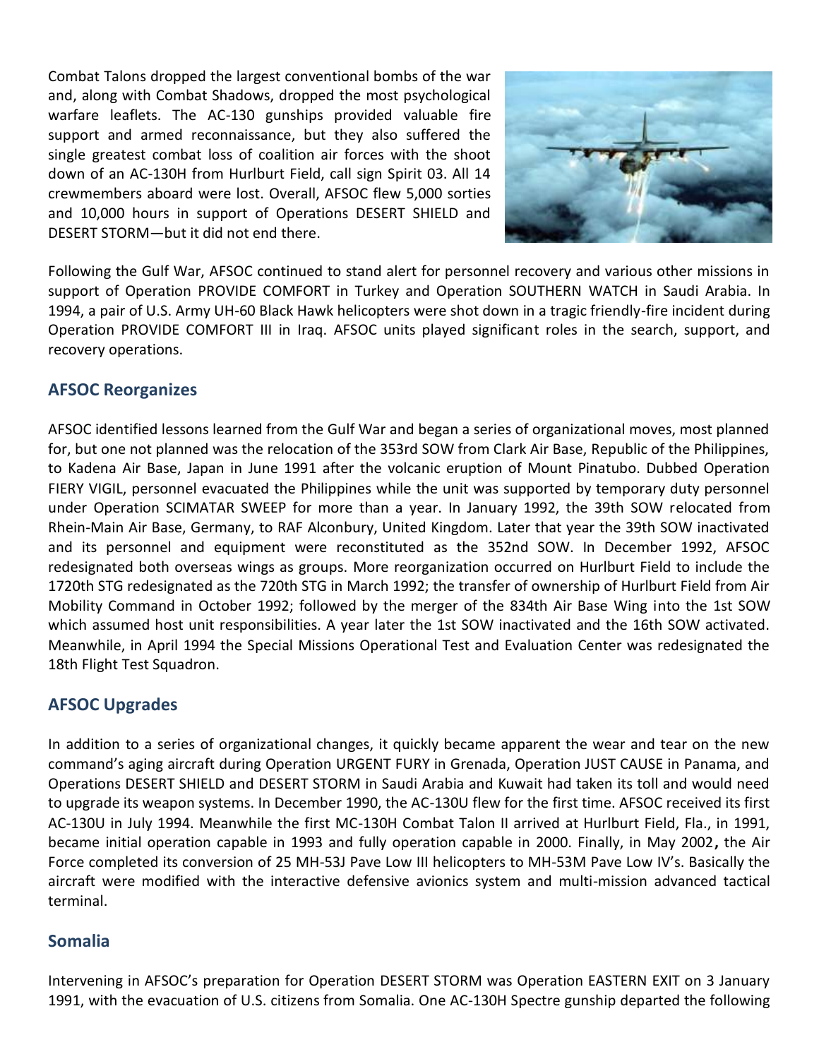Combat Talons dropped the largest conventional bombs of the war and, along with Combat Shadows, dropped the most psychological warfare leaflets. The AC-130 gunships provided valuable fire support and armed reconnaissance, but they also suffered the single greatest combat loss of coalition air forces with the shoot down of an AC-130H from Hurlburt Field, call sign Spirit 03. All 14 crewmembers aboard were lost. Overall, AFSOC flew 5,000 sorties and 10,000 hours in support of Operations DESERT SHIELD and DESERT STORM—but it did not end there.

Following the Gulf War, AFSOC continued to stand alert for personnel recovery and various other missions in support of Operation PROVIDE COMFORT in Turkey and Operation SOUTHERN WATCH in Saudi Arabia. In 1994, a pair of U.S. Army UH-60 Black Hawk helicopters were shot down in a tragic friendly-fire incident during Operation PROVIDE COMFORT III in Iraq. AFSOC units played significant roles in the search, support, and recovery operations.

## AFSOC Reorganizes

AFSOC identified lessons learned from the Gulf War and began a series of organizational moves, most planned for, but one not planned was the relocation of the 353rd SOW from Clark Air Base, Republic of the Philippines, to Kadena Air Base, Japan in June 1991 after the volcanic eruption of Mount Pinatubo. Dubbed Operation FIERY VIGIL, personnel evacuated the Philippines while the unit was supported by temporary duty personnel under Operation SCIMATAR SWEEP for more than a year. In January 1992, the 39th SOW relocated from Rhein-Main Air Base, Germany, to RAF Alconbury, United Kingdom. Later that year the 39th SOW inactivated and its personnel and equipment were reconstituted as the 352nd SOW. In December 1992, AFSOC redesignated both overseas wings as groups. More reorganization occurred on Hurlburt Field to include the 1720th STG redesignated as the 720th STG in March 1992; the transfer of ownership of Hurlburt Field from Air Mobility Command in October 1992; followed by the merger of the 834th Air Base Wing into the 1st SOW which assumed host unit responsibilities. A year later the 1st SOW inactivated and the 16th SOW activated. Meanwhile, in April 1994 the Special Missions Operational Test and Evaluation Center was redesignated the 18th Flight Test Squadron.

## AFSOC Upgrades

In addition to a series of organizational changes, it quickly became apparent the wear and tear on the new command's aging aircraft during Operation URGENT FURY in Grenada, Operation JUST CAUSE in Panama, and Operations DESERT SHIELD and DESERT STORM in Saudi Arabia and Kuwait had taken its toll and would need to upgrade its weapon systems. In December 1990, the AC-130U flew for the first time. AFSOC received its first AC-130U in July 1994. Meanwhile the first MC-130H Combat Talon II arrived at Hurlburt Field, Fla., in 1991, became initial operation capable in 1993 and fully operation capable in 2000. Finally, in May 2002**,** the Air Force completed its conversion of 25 MH-53J Pave Low III helicopters to MH-53M Pave Low IV's. Basically the aircraft were modified with the interactive defensive avionics system and multi-mission advanced tactical terminal.

## Somalia

Intervening in AFSOC's preparation for Operation DESERT STORM was Operation EASTERN EXIT on 3 January 1991, with the evacuation of U.S. citizens from Somalia. One AC-130H Spectre gunship departed the following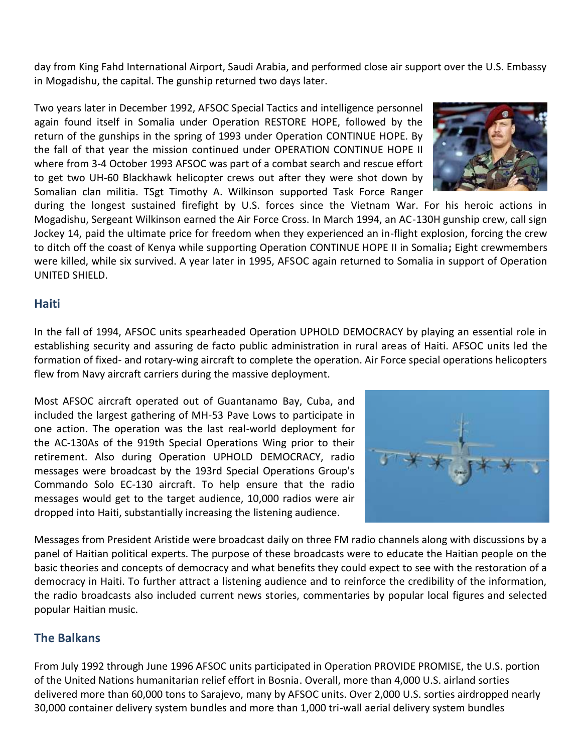day from King Fahd International Airport, Saudi Arabia, and performed close air support over the U.S. Embassy in Mogadishu, the capital. The gunship returned two days later.

Two years later in December 1992, AFSOC Special Tactics and intelligence personnel again found itself in Somalia under Operation RESTORE HOPE, followed by the return of the gunships in the spring of 1993 under Operation CONTINUE HOPE. By the fall of that year the mission continued under OPERATION CONTINUE HOPE II where from 3-4 October 1993 AFSOC was part of a combat search and rescue effort to get two UH-60 Blackhawk helicopter crews out after they were shot down by Somalian clan militia. TSgt Timothy A. Wilkinson supported Task Force Ranger during the longest sustained firefight by U.S. forces since the Vietnam War. For his heroic actions in Mogadishu, Sergeant Wilkinson earned the Air Force Cross. In March 1994, an AC-130H gunship crew, call sign Jockey 14, paid the ultimate price for freedom when they experienced an in-flight explosion, forcing the crew to ditch off the coast of Kenya while supporting Operation CONTINUE HOPE II in Somalia**;** Eight crewmembers were killed, while six survived. A year later in 1995, AFSOC again returned to Somalia in support of Operation UNITED SHIELD.

## Haiti

In the fall of 1994, AFSOC units spearheaded Operation UPHOLD DEMOCRACY by playing an essential role in establishing security and assuring de facto public administration in rural areas of Haiti. AFSOC units led the formation of fixed- and rotary-wing aircraft to complete the operation. Air Force special operations helicopters flew from Navy aircraft carriers during the massive deployment.

Most AFSOC aircraft operated out of Guantanamo Bay, Cuba, and included the largest gathering of MH-53 Pave Lows to participate in one action. The operation was the last real-world deployment for the AC-130As of the 919th Special Operations Wing prior to their retirement. Also during Operation UPHOLD DEMOCRACY, radio messages were broadcast by the 193rd Special Operations Group's Commando Solo EC-130 aircraft. To help ensure that the radio messages would get to the target audience, 10,000 radios were air dropped into Haiti, substantially increasing the listening audience.

Messages from President Aristide were broadcast daily on three FM radio channels along with discussions by a panel of Haitian political experts. The purpose of these broadcasts were to educate the Haitian people on the basic theories and concepts of democracy and what benefits they could expect to see with the restoration of a democracy in Haiti. To further attract a listening audience and to reinforce the credibility of the information, the radio broadcasts also included current news stories, commentaries by popular local figures and selected popular Haitian music.

## The Balkans

From July 1992 through June 1996 AFSOC units participated in Operation PROVIDE PROMISE, the U.S. portion of the United Nations humanitarian relief effort in Bosnia. Overall, more than 4,000 U.S. airland sorties delivered more than 60,000 tons to Sarajevo, many by AFSOC units. Over 2,000 U.S. sorties airdropped nearly 30,000 container delivery system bundles and more than 1,000 tri-wall aerial delivery system bundles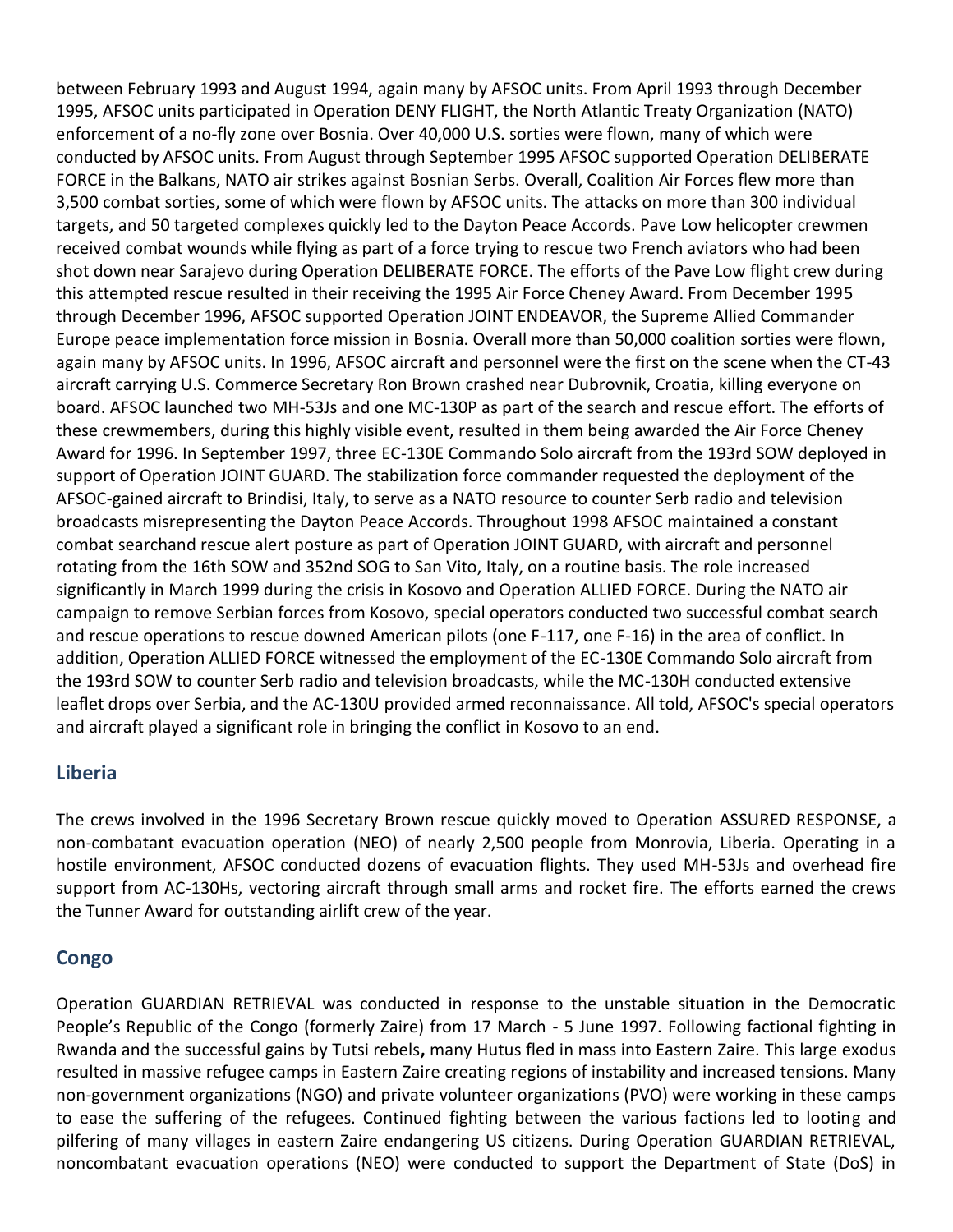between February 1993 and August 1994, again many by AFSOC units. From April 1993 through December 1995, AFSOC units participated in Operation DENY FLIGHT, the North Atlantic Treaty Organization (NATO) enforcement of a no-fly zone over Bosnia. Over 40,000 U.S. sorties were flown, many of which were conducted by AFSOC units. From August through September 1995 AFSOC supported Operation DELIBERATE FORCE in the Balkans, NATO air strikes against Bosnian Serbs. Overall, Coalition Air Forces flew more than 3,500 combat sorties, some of which were flown by AFSOC units. The attacks on more than 300 individual targets, and 50 targeted complexes quickly led to the Dayton Peace Accords. Pave Low helicopter crewmen received combat wounds while flying as part of a force trying to rescue two French aviators who had been shot down near Sarajevo during Operation DELIBERATE FORCE. The efforts of the Pave Low flight crew during this attempted rescue resulted in their receiving the 1995 Air Force Cheney Award. From December 1995 through December 1996, AFSOC supported Operation JOINT ENDEAVOR, the Supreme Allied Commander Europe peace implementation force mission in Bosnia. Overall more than 50,000 coalition sorties were flown, again many by AFSOC units. In 1996, AFSOC aircraft and personnel were the first on the scene when the CT-43 aircraft carrying U.S. Commerce Secretary Ron Brown crashed near Dubrovnik, Croatia, killing everyone on board. AFSOC launched two MH-53Js and one MC-130P as part of the search and rescue effort. The efforts of these crewmembers, during this highly visible event, resulted in them being awarded the Air Force Cheney Award for 1996. In September 1997, three EC-130E Commando Solo aircraft from the 193rd SOW deployed in support of Operation JOINT GUARD. The stabilization force commander requested the deployment of the AFSOC-gained aircraft to Brindisi, Italy, to serve as a NATO resource to counter Serb radio and television broadcasts misrepresenting the Dayton Peace Accords. Throughout 1998 AFSOC maintained a constant combat searchand rescue alert posture as part of Operation JOINT GUARD, with aircraft and personnel rotating from the 16th SOW and 352nd SOG to San Vito, Italy, on a routine basis. The role increased significantly in March 1999 during the crisis in Kosovo and Operation ALLIED FORCE. During the NATO air campaign to remove Serbian forces from Kosovo, special operators conducted two successful combat search and rescue operations to rescue downed American pilots (one F-117, one F-16) in the area of conflict. In addition, Operation ALLIED FORCE witnessed the employment of the EC-130E Commando Solo aircraft from the 193rd SOW to counter Serb radio and television broadcasts, while the MC-130H conducted extensive leaflet drops over Serbia, and the AC-130U provided armed reconnaissance. All told, AFSOC's special operators and aircraft played a significant role in bringing the conflict in Kosovo to an end.

## Liberia

The crews involved in the 1996 Secretary Brown rescue quickly moved to Operation ASSURED RESPONSE, a non-combatant evacuation operation (NEO) of nearly 2,500 people from Monrovia, Liberia. Operating in a hostile environment, AFSOC conducted dozens of evacuation flights. They used MH-53Js and overhead fire support from AC-130Hs, vectoring aircraft through small arms and rocket fire. The efforts earned the crews the Tunner Award for outstanding airlift crew of the year.

## Congo

Operation GUARDIAN RETRIEVAL was conducted in response to the unstable situation in the Democratic People's Republic of the Congo (formerly Zaire) from 17 March - 5 June 1997. Following factional fighting in Rwanda and the successful gains by Tutsi rebels**,** many Hutus fled in mass into Eastern Zaire. This large exodus resulted in massive refugee camps in Eastern Zaire creating regions of instability and increased tensions. Many non-government organizations (NGO) and private volunteer organizations (PVO) were working in these camps to ease the suffering of the refugees. Continued fighting between the various factions led to looting and pilfering of many villages in eastern Zaire endangering US citizens. During Operation GUARDIAN RETRIEVAL, noncombatant evacuation operations (NEO) were conducted to support the Department of State (DoS) in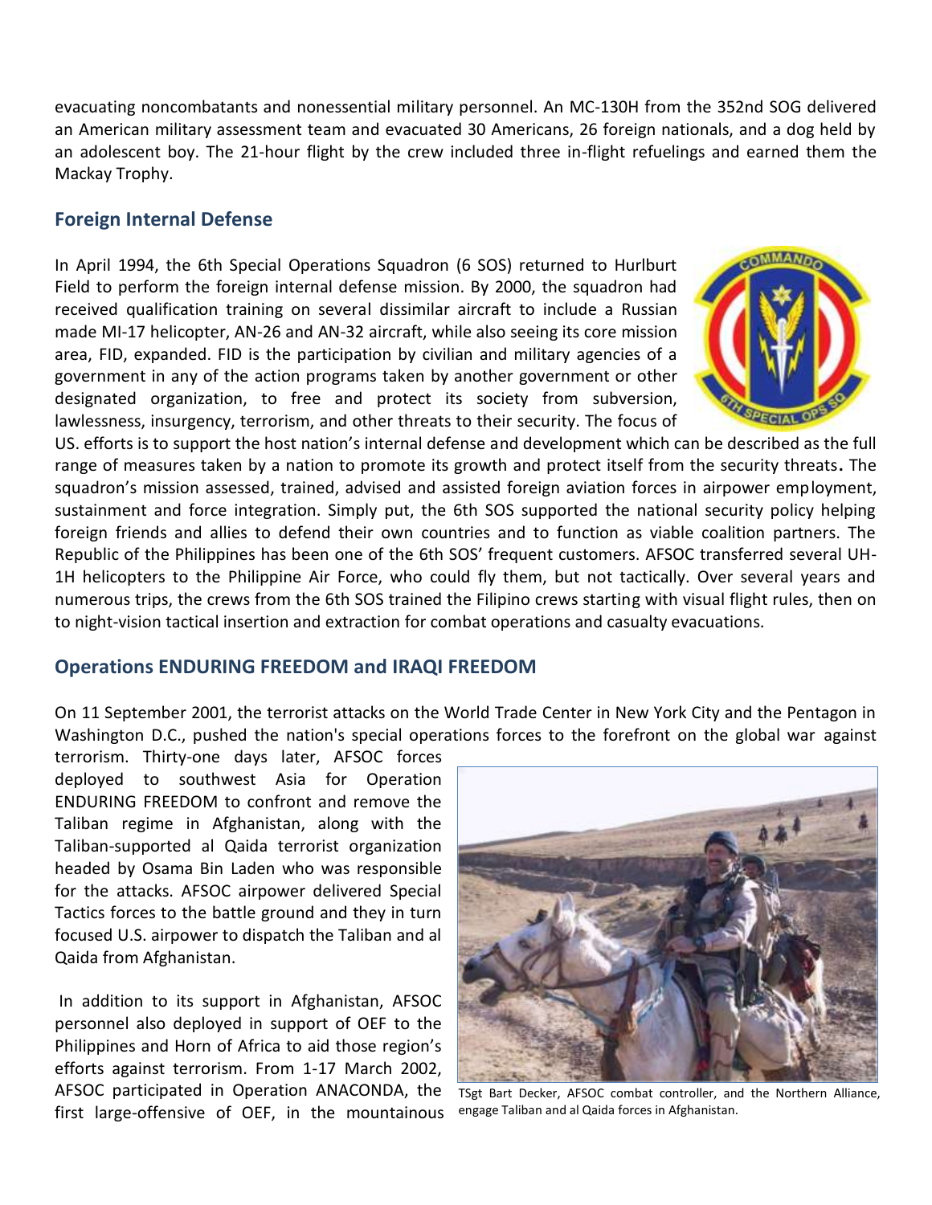evacuating noncombatants and nonessential military personnel. An MC-130H from the 352nd SOG delivered an American military assessment team and evacuated 30 Americans, 26 foreign nationals, and a dog held by an adolescent boy. The 21-hour flight by the crew included three in-flight refuelings and earned them the Mackay Trophy.

## Foreign Internal Defense

In April 1994, the 6th Special Operations Squadron (6 SOS) returned to Hurlburt Field to perform the foreign internal defense mission. By 2000, the squadron had received qualification training on several dissimilar aircraft to include a Russian made MI-17 helicopter, AN-26 and AN-32 aircraft, while also seeing its core mission area, FID, expanded. FID is the participation by civilian and military agencies of a government in any of the action programs taken by another government or other designated organization, to free and protect its society from subversion, lawlessness, insurgency, terrorism, and other threats to their security. The focus of US. efforts is to support the host nation's internal defense and development which can be described as the full range of measures taken by a nation to promote its growth and protect itself from the security threats**.** The squadron's mission assessed, trained, advised and assisted foreign aviation forces in airpower employment, sustainment and force integration. Simply put, the 6th SOS supported the national security policy helping foreign friends and allies to defend their own countries and to function as viable coalition partners. The Republic of the Philippines has been one of the 6th SOS' frequent customers. AFSOC transferred several UH-1H helicopters to the Philippine Air Force, who could fly them, but not tactically. Over several years and numerous trips, the crews from the 6th SOS trained the Filipino crews starting with visual flight rules, then on to night-vision tactical insertion and extraction for combat operations and casualty evacuations.

## Operations ENDURING FREEDOM and IRAQI FREEDOM

On 11 September 2001, the terrorist attacks on the World Trade Center in New York City and the Pentagon in Washington D.C., pushed the nation's special operations forces to the forefront on the global war against terrorism. Thirty-one days later, AFSOC forces deployed to southwest Asia for Operation ENDURING FREEDOM to confront and remove the Taliban regime in Afghanistan, along with the Taliban-supported al Qaida terrorist organization headed by Osama Bin Laden who was responsible for the attacks. AFSOC airpower delivered Special Tactics forces to the battle ground and they in turn focused U.S. airpower to dispatch the Taliban and al Qaida from Afghanistan.

TSgt Bart Decker, AFSOC combat controller, and the Northern Alliance, engage Taliban and al Qaida forces in Afghanistan.

In addition to its support in Afghanistan, AFSOC personnel also deployed in support of OEF to the Philippines and Horn of Africa to aid those region's efforts against terrorism. From 1-17 March 2002, AFSOC participated in Operation ANACONDA, the first large-offensive of OEF, in the mountainous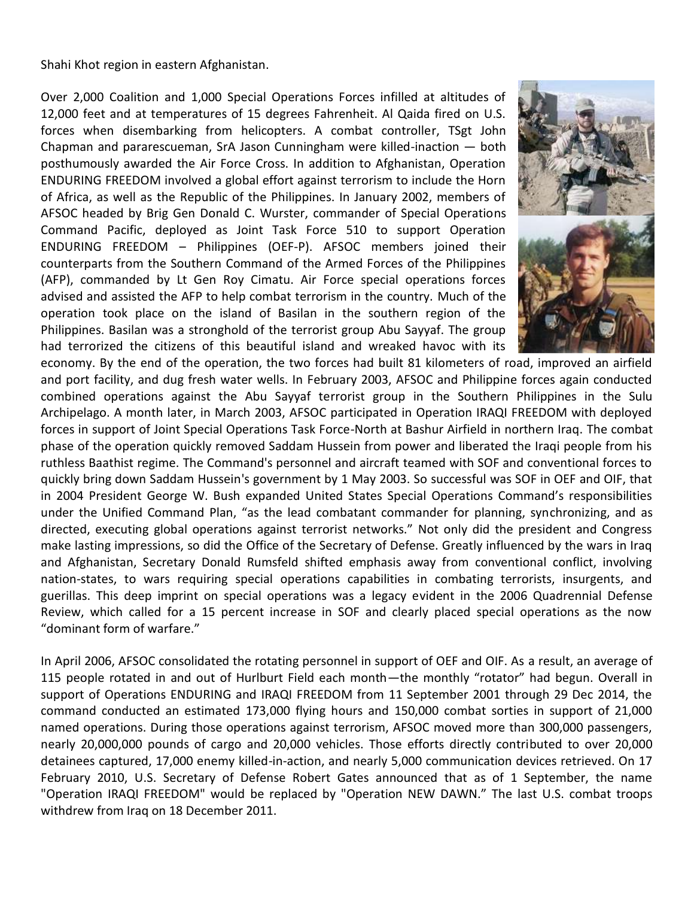Shahi Khot region in eastern Afghanistan.

Over 2,000 Coalition and 1,000 Special Operations Forces infilled at altitudes of 12,000 feet and at temperatures of 15 degrees Fahrenheit. Al Qaida fired on U.S. forces when disembarking from helicopters. A combat controller, TSgt John Chapman and pararescueman, SrA Jason Cunningham were killed-inaction — both posthumously awarded the Air Force Cross. In addition to Afghanistan, Operation ENDURING FREEDOM involved a global effort against terrorism to include the Horn of Africa, as well as the Republic of the Philippines. In January 2002, members of AFSOC headed by Brig Gen Donald C. Wurster, commander of Special Operations Command Pacific, deployed as Joint Task Force 510 to support Operation ENDURING FREEDOM – Philippines (OEF-P). AFSOC members joined their counterparts from the Southern Command of the Armed Forces of the Philippines (AFP), commanded by Lt Gen Roy Cimatu. Air Force special operations forces advised and assisted the AFP to help combat terrorism in the country. Much of the operation took place on the island of Basilan in the southern region of the Philippines. Basilan was a stronghold of the terrorist group Abu Sayyaf. The group had terrorized the citizens of this beautiful island and wreaked havoc with its economy. By the end of the operation, the two forces had built 81 kilometers of road, improved an airfield and port facility, and dug fresh water wells. In February 2003, AFSOC and Philippine forces again conducted combined operations against the Abu Sayyaf terrorist group in the Southern Philippines in the Sulu Archipelago. A month later, in March 2003, AFSOC participated in Operation IRAQI FREEDOM with deployed forces in support of Joint Special Operations Task Force-North at Bashur Airfield in northern Iraq. The combat phase of the operation quickly removed Saddam Hussein from power and liberated the Iraqi people from his ruthless Baathist regime. The Command's personnel and aircraft teamed with SOF and conventional forces to quickly bring down Saddam Hussein's government by 1 May 2003. So successful was SOF in OEF and OIF, that in 2004 President George W. Bush expanded United States Special Operations Command's responsibilities under the Unified Command Plan, "as the lead combatant commander for planning, synchronizing, and as directed, executing global operations against terrorist networks." Not only did the president and Congress make lasting impressions, so did the Office of the Secretary of Defense. Greatly influenced by the wars in Iraq and Afghanistan, Secretary Donald Rumsfeld shifted emphasis away from conventional conflict, involving nation-states, to wars requiring special operations capabilities in combating terrorists, insurgents, and guerillas. This deep imprint on special operations was a legacy evident in the 2006 Quadrennial Defense Review, which called for a 15 percent increase in SOF and clearly placed special operations as the now "dominant form of warfare."

In April 2006, AFSOC consolidated the rotating personnel in support of OEF and OIF. As a result, an average of 115 people rotated in and out of Hurlburt Field each month—the monthly "rotator" had begun. Overall in support of Operations ENDURING and IRAQI FREEDOM from 11 September 2001 through 29 Dec 2014, the command conducted an estimated 173,000 flying hours and 150,000 combat sorties in support of 21,000 named operations. During those operations against terrorism, AFSOC moved more than 300,000 passengers, nearly 20,000,000 pounds of cargo and 20,000 vehicles. Those efforts directly contributed to over 20,000 detainees captured, 17,000 enemy killed-in-action, and nearly 5,000 communication devices retrieved. On 17 February 2010, U.S. Secretary of Defense Robert Gates announced that as of 1 September, the name "Operation IRAQI FREEDOM" would be replaced by "Operation NEW DAWN." The last U.S. combat troops withdrew from Iraq on 18 December 2011.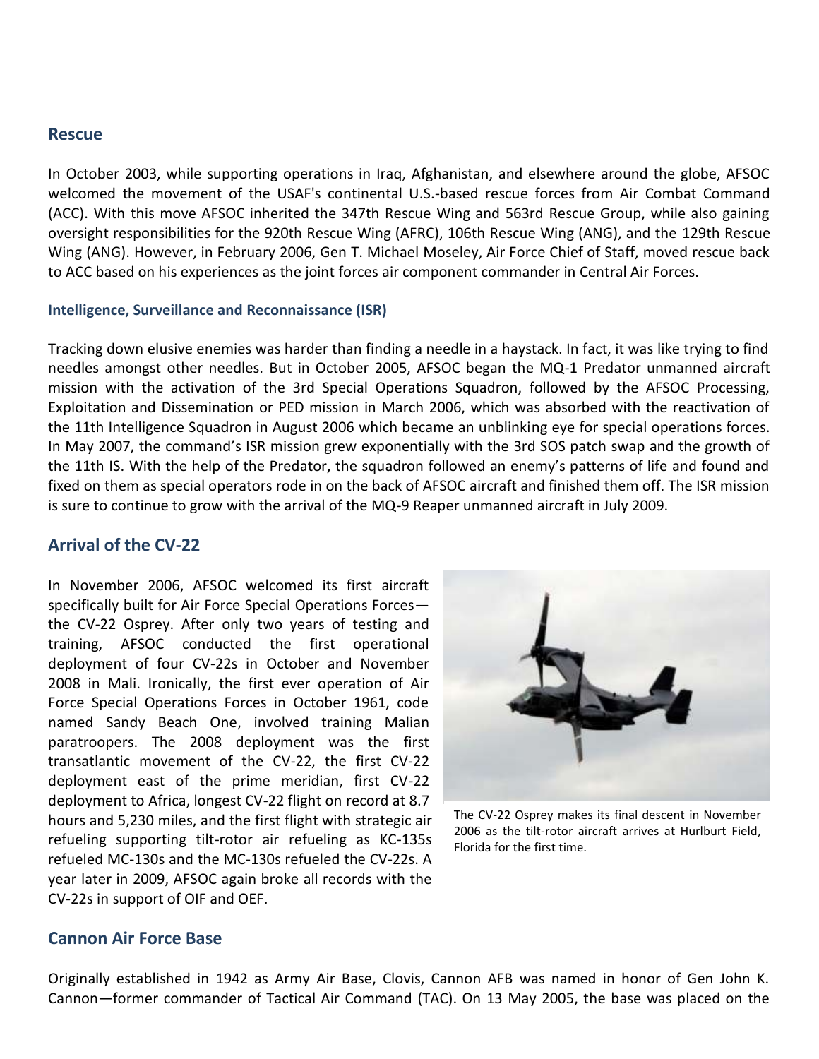## Rescue

In October 2003, while supporting operations in Iraq, Afghanistan, and elsewhere around the globe, AFSOC welcomed the movement of the USAF's continental U.S.-based rescue forces from Air Combat Command (ACC). With this move AFSOC inherited the 347th Rescue Wing and 563rd Rescue Group, while also gaining oversight responsibilities for the 920th Rescue Wing (AFRC), 106th Rescue Wing (ANG), and the 129th Rescue Wing (ANG). However, in February 2006, Gen T. Michael Moseley, Air Force Chief of Staff, moved rescue back to ACC based on his experiences as the joint forces air component commander in Central Air Forces.

### Intelligence, Surveillance and Reconnaissance (ISR)

Tracking down elusive enemies was harder than finding a needle in a haystack. In fact, it was like trying to find needles amongst other needles. But in October 2005, AFSOC began the MQ-1 Predator unmanned aircraft mission with the activation of the 3rd Special Operations Squadron, followed by the AFSOC Processing, Exploitation and Dissemination or PED mission in March 2006, which was absorbed with the reactivation of the 11th Intelligence Squadron in August 2006 which became an unblinking eye for special operations forces. In May 2007, the command's ISR mission grew exponentially with the 3rd SOS patch swap and the growth of the 11th IS. With the help of the Predator, the squadron followed an enemy's patterns of life and found and fixed on them as special operators rode in on the back of AFSOC aircraft and finished them off. The ISR mission is sure to continue to grow with the arrival of the MQ-9 Reaper unmanned aircraft in July 2009.

## Arrival of the CV-22

In November 2006, AFSOC welcomed its first aircraft specifically built for Air Force Special Operations Forces—the CV-22 Osprey. After only two years of testing and training, AFSOC conducted the first operational deployment of four CV-22s in October and November 2008 in Mali. Ironically, the first ever operation of Air Force Special Operations Forces in October 1961, code named Sandy Beach One, involved training Malian paratroopers. The 2008 deployment was the first transatlantic movement of the CV-22, the first CV-22 deployment east of the prime meridian, first CV-22 deployment to Africa, longest CV-22 flight on record at 8.7 hours and 5,230 miles, and the first flight with strategic air refueling supporting tilt-rotor air refueling as KC-135s refueled MC-130s and the MC-130s refueled the CV-22s. A year later in 2009, AFSOC again broke all records with the CV-22s in support of OIF and OEF.

The CV-22 Osprey makes its final descent in November 2006 as the tilt-rotor aircraft arrives at Hurlburt Field, Florida for the first time.

## Cannon Air Force Base

Originally established in 1942 as Army Air Base, Clovis, Cannon AFB was named in honor of Gen John K. Cannon—former commander of Tactical Air Command (TAC). On 13 May 2005, the base was placed on the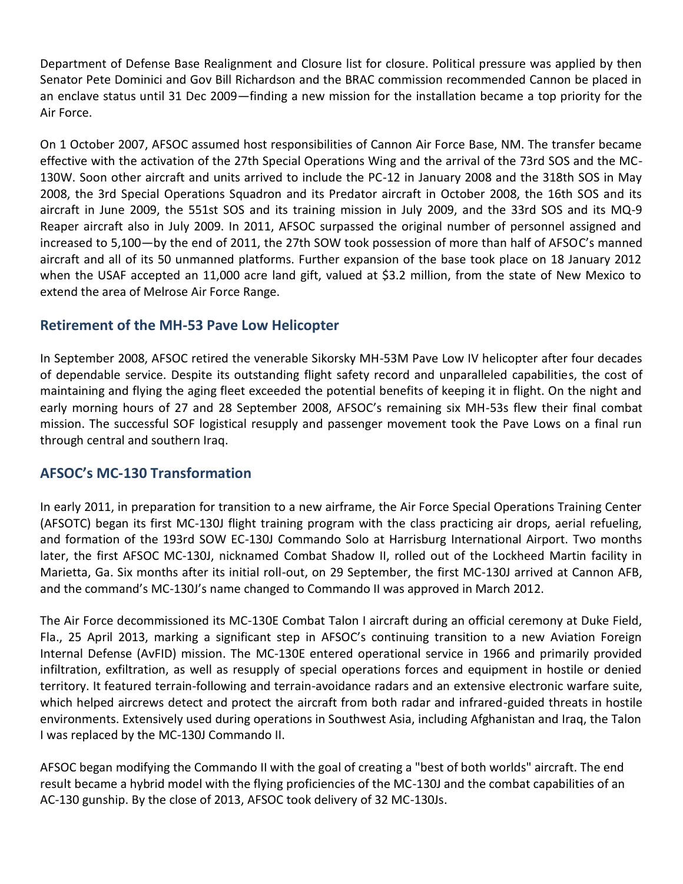Department of Defense Base Realignment and Closure list for closure. Political pressure was applied by then Senator Pete Dominici and Gov Bill Richardson and the BRAC commission recommended Cannon be placed in an enclave status until 31 Dec 2009—finding a new mission for the installation became a top priority for the Air Force.

On 1 October 2007, AFSOC assumed host responsibilities of Cannon Air Force Base, NM. The transfer became effective with the activation of the 27th Special Operations Wing and the arrival of the 73rd SOS and the MC-130W. Soon other aircraft and units arrived to include the PC-12 in January 2008 and the 318th SOS in May 2008, the 3rd Special Operations Squadron and its Predator aircraft in October 2008, the 16th SOS and its aircraft in June 2009, the 551st SOS and its training mission in July 2009, and the 33rd SOS and its MQ-9 Reaper aircraft also in July 2009. In 2011, AFSOC surpassed the original number of personnel assigned and increased to 5,100—by the end of 2011, the 27th SOW took possession of more than half of AFSOC's manned aircraft and all of its 50 unmanned platforms. Further expansion of the base took place on 18 January 2012 when the USAF accepted an 11,000 acre land gift, valued at $3.2 million, from the state of New Mexico to extend the area of Melrose Air Force Range.

## Retirement of the MH-53 Pave Low Helicopter

In September 2008, AFSOC retired the venerable Sikorsky MH-53M Pave Low IV helicopter after four decades of dependable service. Despite its outstanding flight safety record and unparalleled capabilities, the cost of maintaining and flying the aging fleet exceeded the potential benefits of keeping it in flight. On the night and early morning hours of 27 and 28 September 2008, AFSOC's remaining six MH-53s flew their final combat mission. The successful SOF logistical resupply and passenger movement took the Pave Lows on a final run through central and southern Iraq.

## AFSOC's MC-130 Transformation

In early 2011, in preparation for transition to a new airframe, the Air Force Special Operations Training Center (AFSOTC) began its first MC-130J flight training program with the class practicing air drops, aerial refueling, and formation of the 193rd SOW EC-130J Commando Solo at Harrisburg International Airport. Two months later, the first AFSOC MC-130J, nicknamed Combat Shadow II, rolled out of the Lockheed Martin facility in Marietta, Ga. Six months after its initial roll-out, on 29 September, the first MC-130J arrived at Cannon AFB, and the command's MC-130J's name changed to Commando II was approved in March 2012.

The Air Force decommissioned its MC-130E Combat Talon I aircraft during an official ceremony at Duke Field, Fla., 25 April 2013, marking a significant step in AFSOC's continuing transition to a new Aviation Foreign Internal Defense (AvFID) mission. The MC-130E entered operational service in 1966 and primarily provided infiltration, exfiltration, as well as resupply of special operations forces and equipment in hostile or denied territory. It featured terrain-following and terrain-avoidance radars and an extensive electronic warfare suite, which helped aircrews detect and protect the aircraft from both radar and infrared-guided threats in hostile environments. Extensively used during operations in Southwest Asia, including Afghanistan and Iraq, the Talon I was replaced by the MC-130J Commando II.

AFSOC began modifying the Commando II with the goal of creating a "best of both worlds" aircraft. The end result became a hybrid model with the flying proficiencies of the MC-130J and the combat capabilities of an AC-130 gunship. By the close of 2013, AFSOC took delivery of 32 MC-130Js.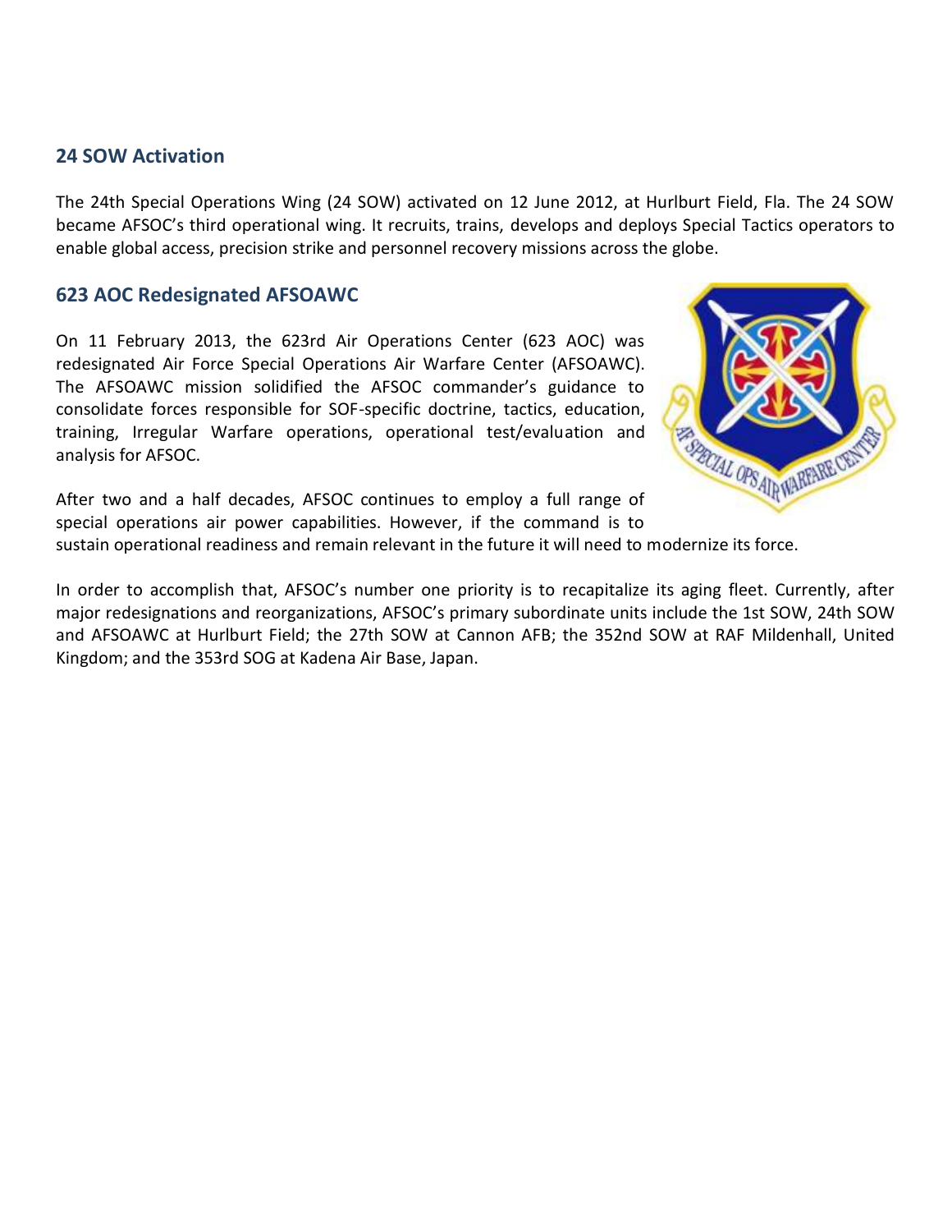## 24 SOW Activation

The 24th Special Operations Wing (24 SOW) activated on 12 June 2012, at Hurlburt Field, Fla. The 24 SOW became AFSOC's third operational wing. It recruits, trains, develops and deploys Special Tactics operators to enable global access, precision strike and personnel recovery missions across the globe.

## 623 AOC Redesignated AFSOAWC

On 11 February 2013, the 623rd Air Operations Center (623 AOC) was redesignated Air Force Special Operations Air Warfare Center (AFSOAWC). The AFSOAWC mission solidified the AFSOC commander's guidance to consolidate forces responsible for SOF-specific doctrine, tactics, education, training, Irregular Warfare operations, operational test/evaluation and analysis for AFSOC.

After two and a half decades, AFSOC continues to employ a full range of special operations air power capabilities. However, if the command is to sustain operational readiness and remain relevant in the future it will need to modernize its force.

In order to accomplish that, AFSOC's number one priority is to recapitalize its aging fleet. Currently, after major redesignations and reorganizations, AFSOC's primary subordinate units include the 1st SOW, 24th SOW and AFSOAWC at Hurlburt Field; the 27th SOW at Cannon AFB; the 352nd SOW at RAF Mildenhall, United Kingdom; and the 353rd SOG at Kadena Air Base, Japan.